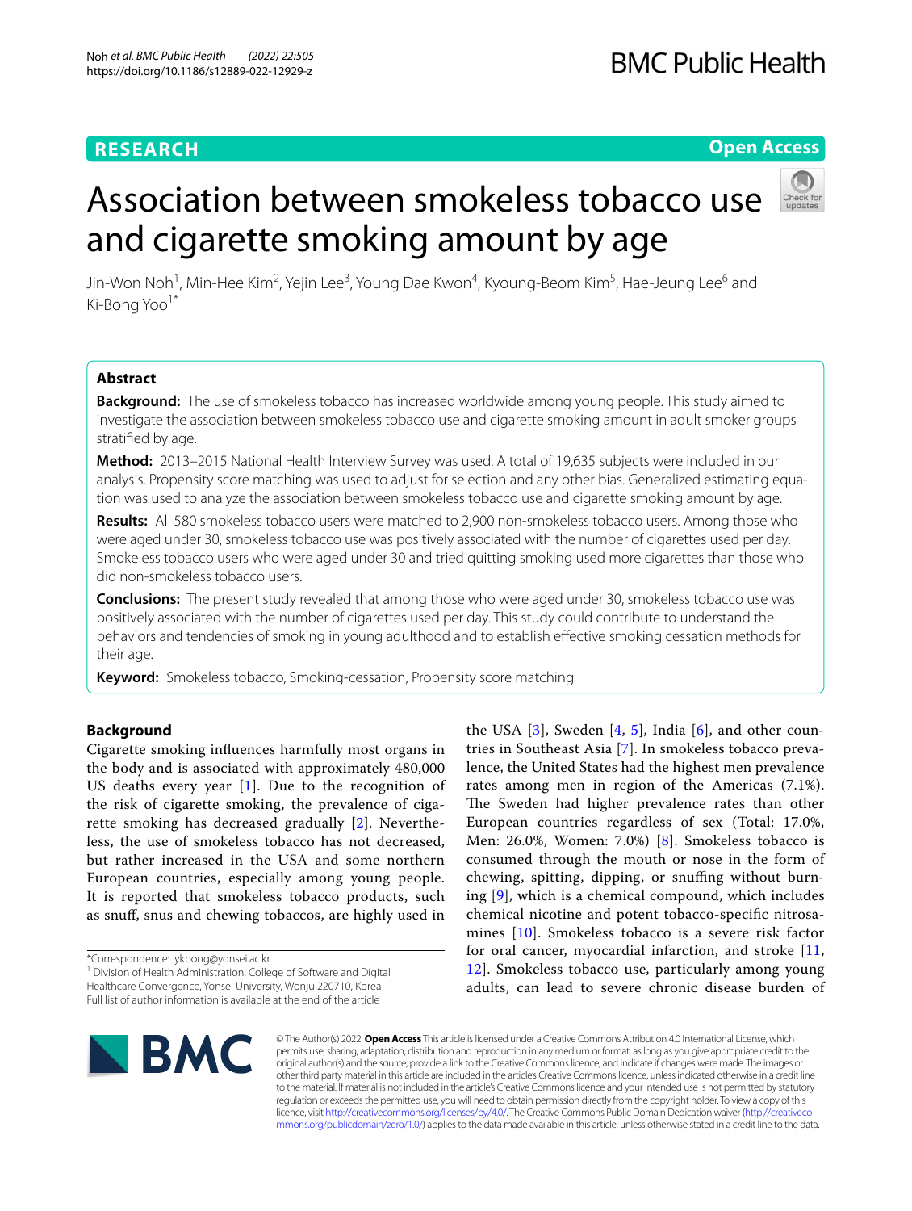RESEARCH

Open Access

# Association between smokeless tobacco use and cigarette smoking amount by age

Jin-Won Noh[1], Min-Hee Kim[2], Yejin Lee[3], Young Dae Kwon[4], Kyoung-Beom Kim[5], Hae-Jeung Lee[6] and Ki-Bong Yoo[1*]

## Abstract

**Background:** The use of smokeless tobacco has increased worldwide among young people. This study aimed to investigate the association between smokeless tobacco use and cigarette smoking amount in adult smoker groups stratified by age.

**Method:** 2013–2015 National Health Interview Survey was used. A total of 19,635 subjects were included in our analysis. Propensity score matching was used to adjust for selection and any other bias. Generalized estimating equation was used to analyze the association between smokeless tobacco use and cigarette smoking amount by age.

**Results:** All 580 smokeless tobacco users were matched to 2,900 non-smokeless tobacco users. Among those who were aged under 30, smokeless tobacco use was positively associated with the number of cigarettes used per day. Smokeless tobacco users who were aged under 30 and tried quitting smoking used more cigarettes than those who did non-smokeless tobacco users.

**Conclusions:** The present study revealed that among those who were aged under 30, smokeless tobacco use was positively associated with the number of cigarettes used per day. This study could contribute to understand the behaviors and tendencies of smoking in young adulthood and to establish effective smoking cessation methods for their age.

**Keyword:** Smokeless tobacco, Smoking-cessation, Propensity score matching

## Background

Cigarette smoking influences harmfully most organs in the body and is associated with approximately 480,000 US deaths every year [1]. Due to the recognition of the risk of cigarette smoking, the prevalence of cigarette smoking has decreased gradually [2]. Nevertheless, the use of smokeless tobacco has not decreased, but rather increased in the USA and some northern European countries, especially among young people. It is reported that smokeless tobacco products, such as snuff, snus and chewing tobaccos, are highly used in the USA [3], Sweden [4, 5], India [6], and other countries in Southeast Asia [7]. In smokeless tobacco prevalence, the United States had the highest men prevalence rates among men in region of the Americas (7.1%). The Sweden had higher prevalence rates than other European countries regardless of sex (Total: 17.0%, Men: 26.0%, Women: 7.0%) [8]. Smokeless tobacco is consumed through the mouth or nose in the form of chewing, spitting, dipping, or snuffing without burning [9], which is a chemical compound, which includes chemical nicotine and potent tobacco-specific nitrosamines [10]. Smokeless tobacco is a severe risk factor for oral cancer, myocardial infarction, and stroke [11, 12]. Smokeless tobacco use, particularly among young adults, can lead to severe chronic disease burden of

*Correspondence: ykbong@yonsei.ac.kr
[1] Division of Health Administration, College of Software and Digital Healthcare Convergence, Yonsei University, Wonju 220710, Korea
Full list of author information is available at the end of the article

© The Author(s) 2022. **Open Access** This article is licensed under a Creative Commons Attribution 4.0 International License, which permits use, sharing, adaptation, distribution and reproduction in any medium or format, as long as you give appropriate credit to the original author(s) and the source, provide a link to the Creative Commons licence, and indicate if changes were made. The images or other third party material in this article are included in the article's Creative Commons licence, unless indicated otherwise in a credit line to the material. If material is not included in the article's Creative Commons licence and your intended use is not permitted by statutory regulation or exceeds the permitted use, you will need to obtain permission directly from the copyright holder. To view a copy of this licence, visit http://creativecommons.org/licenses/by/4.0/. The Creative Commons Public Domain Dedication waiver (http://creativecommons.org/publicdomain/zero/1.0/) applies to the data made available in this article, unless otherwise stated in a credit line to the data.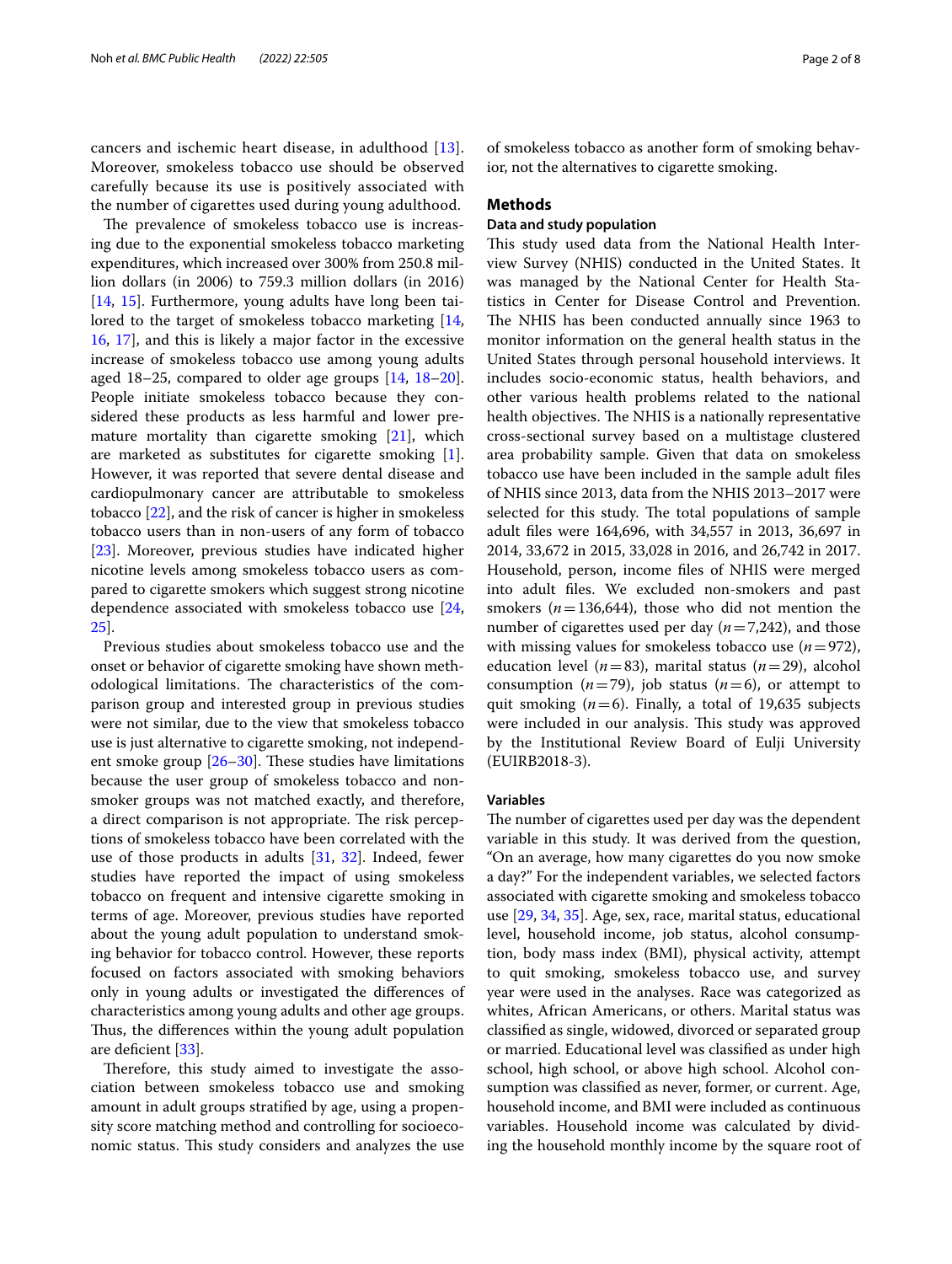cancers and ischemic heart disease, in adulthood [13]. Moreover, smokeless tobacco use should be observed carefully because its use is positively associated with the number of cigarettes used during young adulthood.

The prevalence of smokeless tobacco use is increasing due to the exponential smokeless tobacco marketing expenditures, which increased over 300% from 250.8 million dollars (in 2006) to 759.3 million dollars (in 2016) [14, 15]. Furthermore, young adults have long been tailored to the target of smokeless tobacco marketing [14, 16, 17], and this is likely a major factor in the excessive increase of smokeless tobacco use among young adults aged 18–25, compared to older age groups [14, 18–20]. People initiate smokeless tobacco because they considered these products as less harmful and lower premature mortality than cigarette smoking [21], which are marketed as substitutes for cigarette smoking [1]. However, it was reported that severe dental disease and cardiopulmonary cancer are attributable to smokeless tobacco [22], and the risk of cancer is higher in smokeless tobacco users than in non-users of any form of tobacco [23]. Moreover, previous studies have indicated higher nicotine levels among smokeless tobacco users as compared to cigarette smokers which suggest strong nicotine dependence associated with smokeless tobacco use [24, 25].

Previous studies about smokeless tobacco use and the onset or behavior of cigarette smoking have shown methodological limitations. The characteristics of the comparison group and interested group in previous studies were not similar, due to the view that smokeless tobacco use is just alternative to cigarette smoking, not independent smoke group [26–30]. These studies have limitations because the user group of smokeless tobacco and non-smoker groups was not matched exactly, and therefore, a direct comparison is not appropriate. The risk perceptions of smokeless tobacco have been correlated with the use of those products in adults [31, 32]. Indeed, fewer studies have reported the impact of using smokeless tobacco on frequent and intensive cigarette smoking in terms of age. Moreover, previous studies have reported about the young adult population to understand smoking behavior for tobacco control. However, these reports focused on factors associated with smoking behaviors only in young adults or investigated the differences of characteristics among young adults and other age groups. Thus, the differences within the young adult population are deficient [33].

Therefore, this study aimed to investigate the association between smokeless tobacco use and smoking amount in adult groups stratified by age, using a propensity score matching method and controlling for socioeconomic status. This study considers and analyzes the use of smokeless tobacco as another form of smoking behavior, not the alternatives to cigarette smoking.

## Methods

### Data and study population

This study used data from the National Health Interview Survey (NHIS) conducted in the United States. It was managed by the National Center for Health Statistics in Center for Disease Control and Prevention. The NHIS has been conducted annually since 1963 to monitor information on the general health status in the United States through personal household interviews. It includes socio-economic status, health behaviors, and other various health problems related to the national health objectives. The NHIS is a nationally representative cross-sectional survey based on a multistage clustered area probability sample. Given that data on smokeless tobacco use have been included in the sample adult files of NHIS since 2013, data from the NHIS 2013–2017 were selected for this study. The total populations of sample adult files were 164,696, with 34,557 in 2013, 36,697 in 2014, 33,672 in 2015, 33,028 in 2016, and 26,742 in 2017. Household, person, income files of NHIS were merged into adult files. We excluded non-smokers and past smokers ($n=136{,}644$), those who did not mention the number of cigarettes used per day ($n=7{,}242$), and those with missing values for smokeless tobacco use ($n=972$), education level ($n=83$), marital status ($n=29$), alcohol consumption ($n=79$), job status ($n=6$), or attempt to quit smoking ($n=6$). Finally, a total of 19,635 subjects were included in our analysis. This study was approved by the Institutional Review Board of Eulji University (EUIRB2018-3).

### Variables

The number of cigarettes used per day was the dependent variable in this study. It was derived from the question, "On an average, how many cigarettes do you now smoke a day?" For the independent variables, we selected factors associated with cigarette smoking and smokeless tobacco use [29, 34, 35]. Age, sex, race, marital status, educational level, household income, job status, alcohol consumption, body mass index (BMI), physical activity, attempt to quit smoking, smokeless tobacco use, and survey year were used in the analyses. Race was categorized as whites, African Americans, or others. Marital status was classified as single, widowed, divorced or separated group or married. Educational level was classified as under high school, high school, or above high school. Alcohol consumption was classified as never, former, or current. Age, household income, and BMI were included as continuous variables. Household income was calculated by dividing the household monthly income by the square root of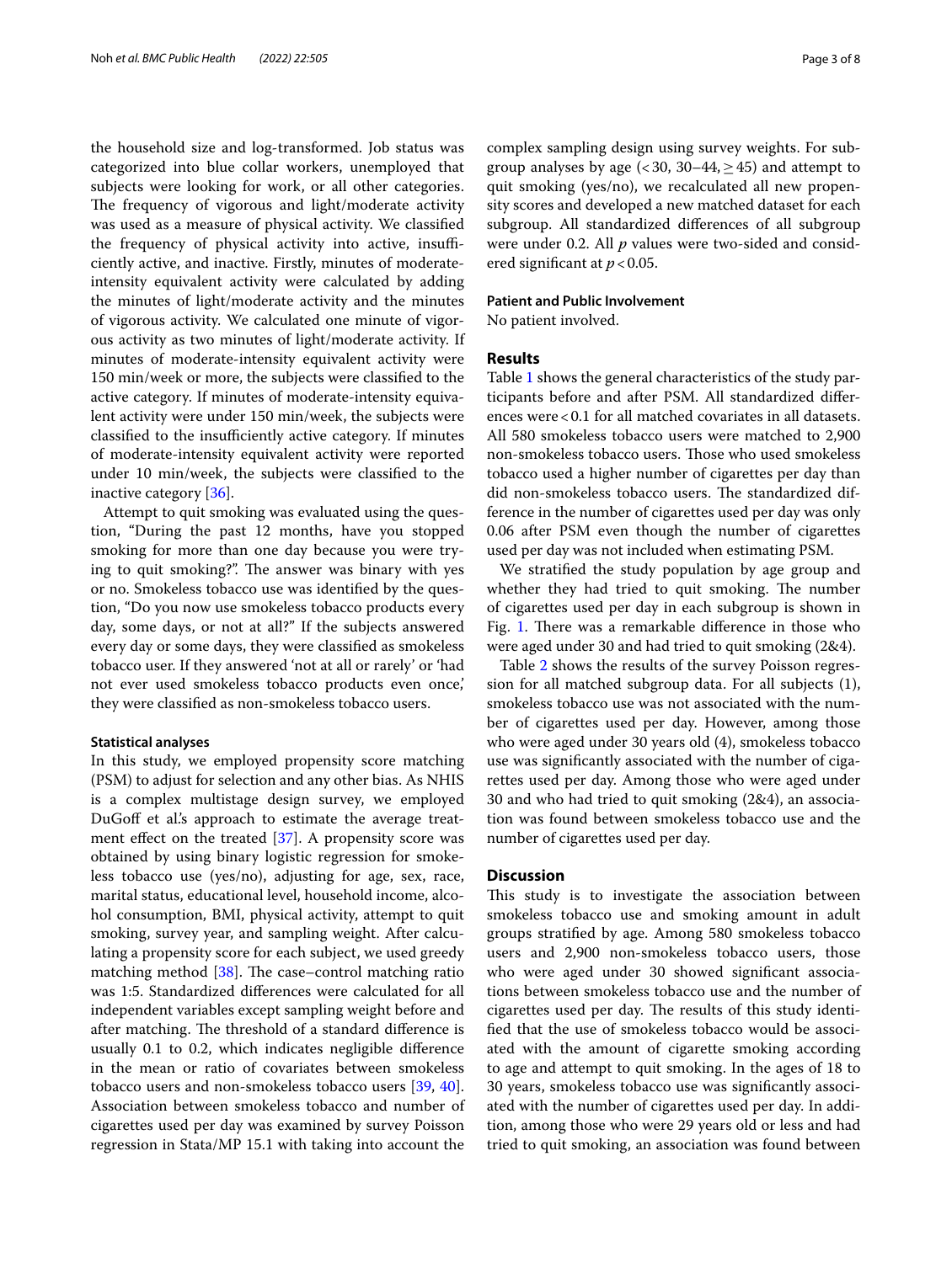the household size and log-transformed. Job status was categorized into blue collar workers, unemployed that subjects were looking for work, or all other categories. The frequency of vigorous and light/moderate activity was used as a measure of physical activity. We classified the frequency of physical activity into active, insufficiently active, and inactive. Firstly, minutes of moderate-intensity equivalent activity were calculated by adding the minutes of light/moderate activity and the minutes of vigorous activity. We calculated one minute of vigorous activity as two minutes of light/moderate activity. If minutes of moderate-intensity equivalent activity were 150 min/week or more, the subjects were classified to the active category. If minutes of moderate-intensity equivalent activity were under 150 min/week, the subjects were classified to the insufficiently active category. If minutes of moderate-intensity equivalent activity were reported under 10 min/week, the subjects were classified to the inactive category [36].

Attempt to quit smoking was evaluated using the question, "During the past 12 months, have you stopped smoking for more than one day because you were trying to quit smoking?". The answer was binary with yes or no. Smokeless tobacco use was identified by the question, "Do you now use smokeless tobacco products every day, some days, or not at all?" If the subjects answered every day or some days, they were classified as smokeless tobacco user. If they answered 'not at all or rarely' or 'had not ever used smokeless tobacco products even once,' they were classified as non-smokeless tobacco users.

#### Statistical analyses

In this study, we employed propensity score matching (PSM) to adjust for selection and any other bias. As NHIS is a complex multistage design survey, we employed DuGoff et al.'s approach to estimate the average treatment effect on the treated [37]. A propensity score was obtained by using binary logistic regression for smokeless tobacco use (yes/no), adjusting for age, sex, race, marital status, educational level, household income, alcohol consumption, BMI, physical activity, attempt to quit smoking, survey year, and sampling weight. After calculating a propensity score for each subject, we used greedy matching method [38]. The case–control matching ratio was 1:5. Standardized differences were calculated for all independent variables except sampling weight before and after matching. The threshold of a standard difference is usually 0.1 to 0.2, which indicates negligible difference in the mean or ratio of covariates between smokeless tobacco users and non-smokeless tobacco users [39, 40]. Association between smokeless tobacco and number of cigarettes used per day was examined by survey Poisson regression in Stata/MP 15.1 with taking into account the complex sampling design using survey weights. For subgroup analyses by age (<30, 30–44, ≥45) and attempt to quit smoking (yes/no), we recalculated all new propensity scores and developed a new matched dataset for each subgroup. All standardized differences of all subgroup were under 0.2. All *p* values were two-sided and considered significant at $p<0.05$.

#### Patient and Public Involvement

No patient involved.

## Results

Table 1 shows the general characteristics of the study participants before and after PSM. All standardized differences were <0.1 for all matched covariates in all datasets. All 580 smokeless tobacco users were matched to 2,900 non-smokeless tobacco users. Those who used smokeless tobacco used a higher number of cigarettes per day than did non-smokeless tobacco users. The standardized difference in the number of cigarettes used per day was only 0.06 after PSM even though the number of cigarettes used per day was not included when estimating PSM.

We stratified the study population by age group and whether they had tried to quit smoking. The number of cigarettes used per day in each subgroup is shown in Fig. 1. There was a remarkable difference in those who were aged under 30 and had tried to quit smoking (2&4).

Table 2 shows the results of the survey Poisson regression for all matched subgroup data. For all subjects (1), smokeless tobacco use was not associated with the number of cigarettes used per day. However, among those who were aged under 30 years old (4), smokeless tobacco use was significantly associated with the number of cigarettes used per day. Among those who were aged under 30 and who had tried to quit smoking (2&4), an association was found between smokeless tobacco use and the number of cigarettes used per day.

## Discussion

This study is to investigate the association between smokeless tobacco use and smoking amount in adult groups stratified by age. Among 580 smokeless tobacco users and 2,900 non-smokeless tobacco users, those who were aged under 30 showed significant associations between smokeless tobacco use and the number of cigarettes used per day. The results of this study identified that the use of smokeless tobacco would be associated with the amount of cigarette smoking according to age and attempt to quit smoking. In the ages of 18 to 30 years, smokeless tobacco use was significantly associated with the number of cigarettes used per day. In addition, among those who were 29 years old or less and had tried to quit smoking, an association was found between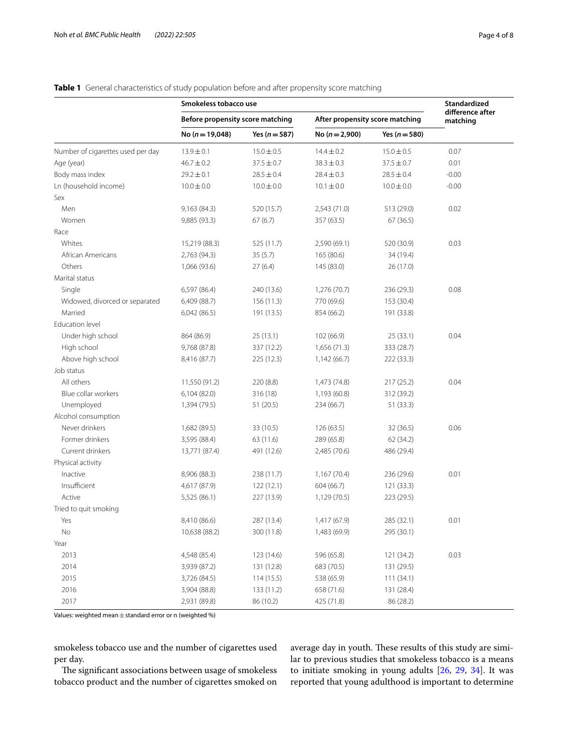**Table 1** General characteristics of study population before and after propensity score matching

| | Smokeless tobacco use | | | | Standardized difference after matching |
|---|---|---|---|---|---|
| | Before propensity score matching | | After propensity score matching | | |
| | No (n = 19,048) | Yes (n = 587) | No (n = 2,900) | Yes (n = 580) | |
| Number of cigarettes used per day | 13.9 ± 0.1 | 15.0 ± 0.5 | 14.4 ± 0.2 | 15.0 ± 0.5 | 0.07 |
| Age (year) | 46.7 ± 0.2 | 37.5 ± 0.7 | 38.3 ± 0.3 | 37.5 ± 0.7 | 0.01 |
| Body mass index | 29.2 ± 0.1 | 28.5 ± 0.4 | 28.4 ± 0.3 | 28.5 ± 0.4 | -0.00 |
| Ln (household income) | 10.0 ± 0.0 | 10.0 ± 0.0 | 10.1 ± 0.0 | 10.0 ± 0.0 | -0.00 |
| Sex | | | | | |
| Men | 9,163 (84.3) | 520 (15.7) | 2,543 (71.0) | 513 (29.0) | 0.02 |
| Women | 9,885 (93.3) | 67 (6.7) | 357 (63.5) | 67 (36.5) | |
| Race | | | | | |
| Whites | 15,219 (88.3) | 525 (11.7) | 2,590 (69.1) | 520 (30.9) | 0.03 |
| African Americans | 2,763 (94.3) | 35 (5.7) | 165 (80.6) | 34 (19.4) | |
| Others | 1,066 (93.6) | 27 (6.4) | 145 (83.0) | 26 (17.0) | |
| Marital status | | | | | |
| Single | 6,597 (86.4) | 240 (13.6) | 1,276 (70.7) | 236 (29.3) | 0.08 |
| Widowed, divorced or separated | 6,409 (88.7) | 156 (11.3) | 770 (69.6) | 153 (30.4) | |
| Married | 6,042 (86.5) | 191 (13.5) | 854 (66.2) | 191 (33.8) | |
| Education level | | | | | |
| Under high school | 864 (86.9) | 25 (13.1) | 102 (66.9) | 25 (33.1) | 0.04 |
| High school | 9,768 (87.8) | 337 (12.2) | 1,656 (71.3) | 333 (28.7) | |
| Above high school | 8,416 (87.7) | 225 (12.3) | 1,142 (66.7) | 222 (33.3) | |
| Job status | | | | | |
| All others | 11,550 (91.2) | 220 (8.8) | 1,473 (74.8) | 217 (25.2) | 0.04 |
| Blue collar workers | 6,104 (82.0) | 316 (18) | 1,193 (60.8) | 312 (39.2) | |
| Unemployed | 1,394 (79.5) | 51 (20.5) | 234 (66.7) | 51 (33.3) | |
| Alcohol consumption | | | | | |
| Never drinkers | 1,682 (89.5) | 33 (10.5) | 126 (63.5) | 32 (36.5) | 0.06 |
| Former drinkers | 3,595 (88.4) | 63 (11.6) | 289 (65.8) | 62 (34.2) | |
| Current drinkers | 13,771 (87.4) | 491 (12.6) | 2,485 (70.6) | 486 (29.4) | |
| Physical activity | | | | | |
| Inactive | 8,906 (88.3) | 238 (11.7) | 1,167 (70.4) | 236 (29.6) | 0.01 |
| Insufficient | 4,617 (87.9) | 122 (12.1) | 604 (66.7) | 121 (33.3) | |
| Active | 5,525 (86.1) | 227 (13.9) | 1,129 (70.5) | 223 (29.5) | |
| Tried to quit smoking | | | | | |
| Yes | 8,410 (86.6) | 287 (13.4) | 1,417 (67.9) | 285 (32.1) | 0.01 |
| No | 10,638 (88.2) | 300 (11.8) | 1,483 (69.9) | 295 (30.1) | |
| Year | | | | | |
| 2013 | 4,548 (85.4) | 123 (14.6) | 596 (65.8) | 121 (34.2) | 0.03 |
| 2014 | 3,939 (87.2) | 131 (12.8) | 683 (70.5) | 131 (29.5) | |
| 2015 | 3,726 (84.5) | 114 (15.5) | 538 (65.9) | 111 (34.1) | |
| 2016 | 3,904 (88.8) | 133 (11.2) | 658 (71.6) | 131 (28.4) | |
| 2017 | 2,931 (89.8) | 86 (10.2) | 425 (71.8) | 86 (28.2) | |

Values: weighted mean ± standard error or n (weighted %)

smokeless tobacco use and the number of cigarettes used per day.

The significant associations between usage of smokeless tobacco product and the number of cigarettes smoked on average day in youth. These results of this study are similar to previous studies that smokeless tobacco is a means to initiate smoking in young adults [26, 29, 34]. It was reported that young adulthood is important to determine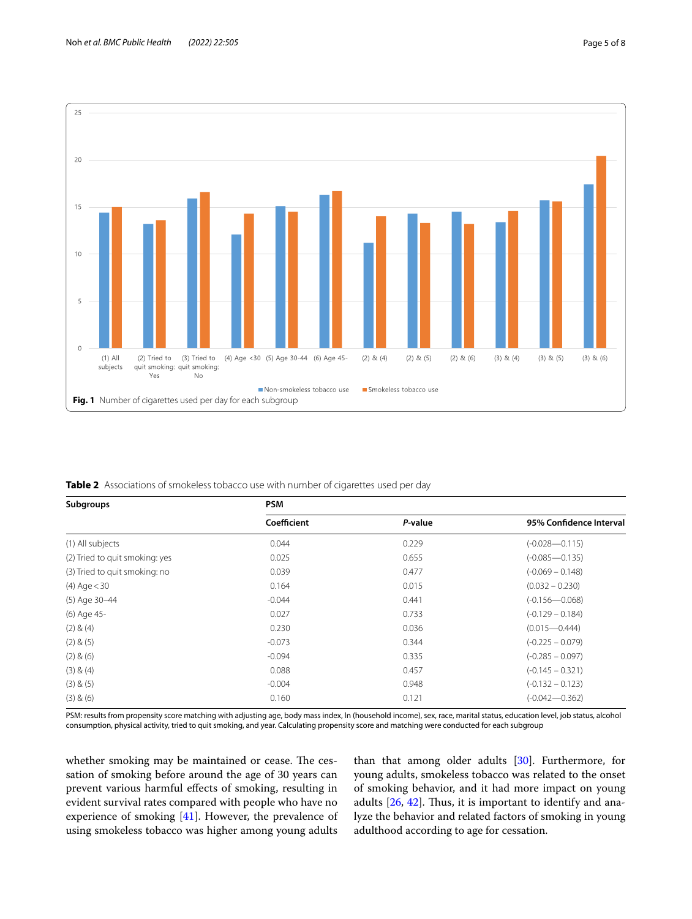**Fig. 1** Number of cigarettes used per day for each subgroup

**Table 2** Associations of smokeless tobacco use with number of cigarettes used per day

| Subgroups | PSM | | |
|---|---|---|---|
| | Coefficient | *P*-value | 95% Confidence Interval |
| (1) All subjects | 0.044 | 0.229 | (-0.028—0.115) |
| (2) Tried to quit smoking: yes | 0.025 | 0.655 | (-0.085—0.135) |
| (3) Tried to quit smoking: no | 0.039 | 0.477 | (-0.069 – 0.148) |
| (4) Age < 30 | 0.164 | 0.015 | (0.032 – 0.230) |
| (5) Age 30–44 | -0.044 | 0.441 | (-0.156—0.068) |
| (6) Age 45- | 0.027 | 0.733 | (-0.129 – 0.184) |
| (2) & (4) | 0.230 | 0.036 | (0.015—0.444) |
| (2) & (5) | -0.073 | 0.344 | (-0.225 – 0.079) |
| (2) & (6) | -0.094 | 0.335 | (-0.285 – 0.097) |
| (3) & (4) | 0.088 | 0.457 | (-0.145 – 0.321) |
| (3) & (5) | -0.004 | 0.948 | (-0.132 – 0.123) |
| (3) & (6) | 0.160 | 0.121 | (-0.042—0.362) |

PSM: results from propensity score matching with adjusting age, body mass index, ln (household income), sex, race, marital status, education level, job status, alcohol consumption, physical activity, tried to quit smoking, and year. Calculating propensity score and matching were conducted for each subgroup

whether smoking may be maintained or cease. The cessation of smoking before around the age of 30 years can prevent various harmful effects of smoking, resulting in evident survival rates compared with people who have no experience of smoking [41]. However, the prevalence of using smokeless tobacco was higher among young adults than that among older adults [30]. Furthermore, for young adults, smokeless tobacco was related to the onset of smoking behavior, and it had more impact on young adults [26, 42]. Thus, it is important to identify and analyze the behavior and related factors of smoking in young adulthood according to age for cessation.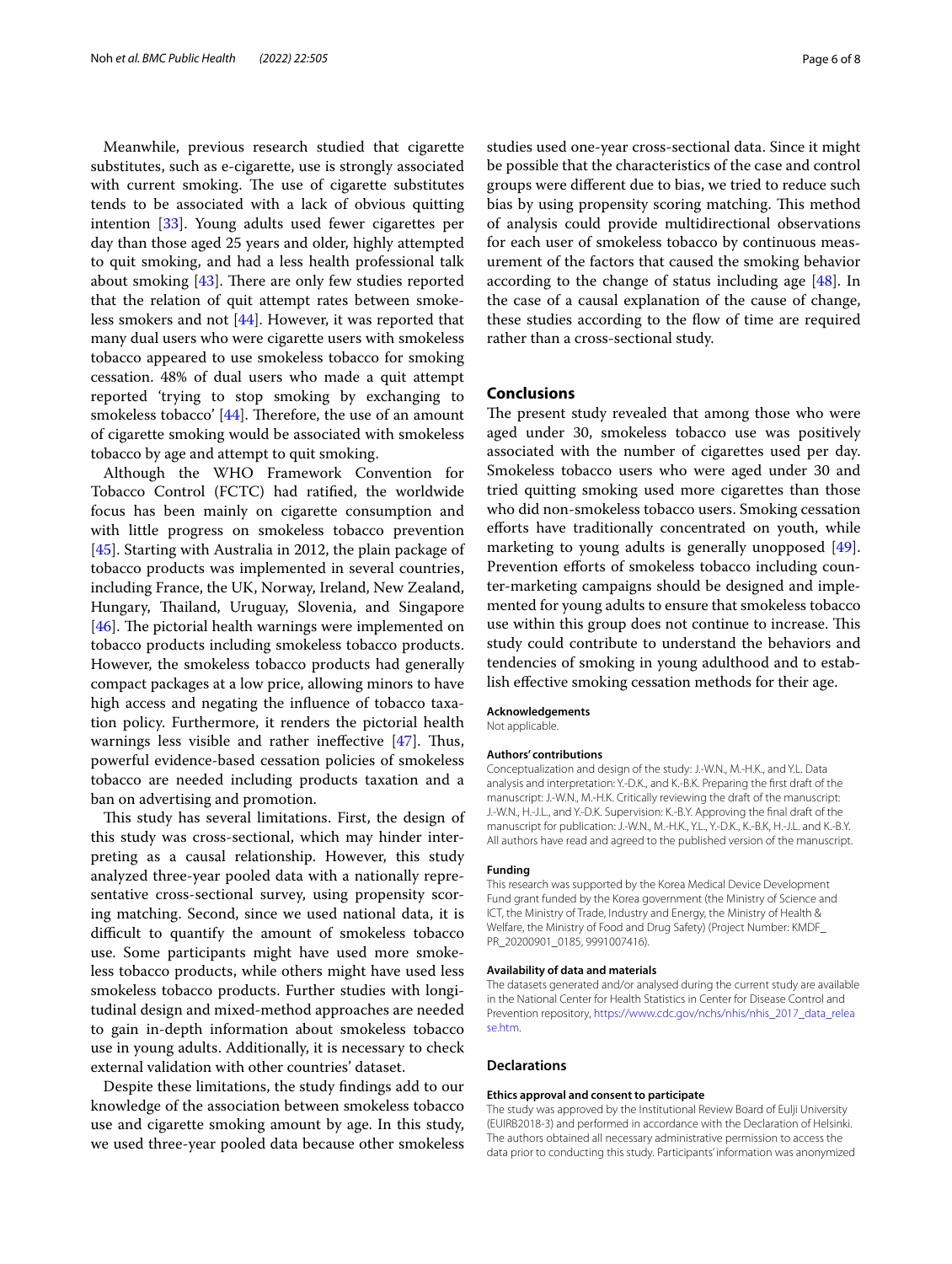Meanwhile, previous research studied that cigarette substitutes, such as e-cigarette, use is strongly associated with current smoking. The use of cigarette substitutes tends to be associated with a lack of obvious quitting intention [33]. Young adults used fewer cigarettes per day than those aged 25 years and older, highly attempted to quit smoking, and had a less health professional talk about smoking [43]. There are only few studies reported that the relation of quit attempt rates between smokeless smokers and not [44]. However, it was reported that many dual users who were cigarette users with smokeless tobacco appeared to use smokeless tobacco for smoking cessation. 48% of dual users who made a quit attempt reported 'trying to stop smoking by exchanging to smokeless tobacco' [44]. Therefore, the use of an amount of cigarette smoking would be associated with smokeless tobacco by age and attempt to quit smoking.

Although the WHO Framework Convention for Tobacco Control (FCTC) had ratified, the worldwide focus has been mainly on cigarette consumption and with little progress on smokeless tobacco prevention [45]. Starting with Australia in 2012, the plain package of tobacco products was implemented in several countries, including France, the UK, Norway, Ireland, New Zealand, Hungary, Thailand, Uruguay, Slovenia, and Singapore [46]. The pictorial health warnings were implemented on tobacco products including smokeless tobacco products. However, the smokeless tobacco products had generally compact packages at a low price, allowing minors to have high access and negating the influence of tobacco taxation policy. Furthermore, it renders the pictorial health warnings less visible and rather ineffective [47]. Thus, powerful evidence-based cessation policies of smokeless tobacco are needed including products taxation and a ban on advertising and promotion.

This study has several limitations. First, the design of this study was cross-sectional, which may hinder interpreting as a causal relationship. However, this study analyzed three-year pooled data with a nationally representative cross-sectional survey, using propensity scoring matching. Second, since we used national data, it is difficult to quantify the amount of smokeless tobacco use. Some participants might have used more smokeless tobacco products, while others might have used less smokeless tobacco products. Further studies with longitudinal design and mixed-method approaches are needed to gain in-depth information about smokeless tobacco use in young adults. Additionally, it is necessary to check external validation with other countries' dataset.

Despite these limitations, the study findings add to our knowledge of the association between smokeless tobacco use and cigarette smoking amount by age. In this study, we used three-year pooled data because other smokeless studies used one-year cross-sectional data. Since it might be possible that the characteristics of the case and control groups were different due to bias, we tried to reduce such bias by using propensity scoring matching. This method of analysis could provide multidirectional observations for each user of smokeless tobacco by continuous measurement of the factors that caused the smoking behavior according to the change of status including age [48]. In the case of a causal explanation of the cause of change, these studies according to the flow of time are required rather than a cross-sectional study.

## Conclusions

The present study revealed that among those who were aged under 30, smokeless tobacco use was positively associated with the number of cigarettes used per day. Smokeless tobacco users who were aged under 30 and tried quitting smoking used more cigarettes than those who did non-smokeless tobacco users. Smoking cessation efforts have traditionally concentrated on youth, while marketing to young adults is generally unopposed [49]. Prevention efforts of smokeless tobacco including counter-marketing campaigns should be designed and implemented for young adults to ensure that smokeless tobacco use within this group does not continue to increase. This study could contribute to understand the behaviors and tendencies of smoking in young adulthood and to establish effective smoking cessation methods for their age.

#### Acknowledgements

Not applicable.

#### Authors' contributions

Conceptualization and design of the study: J.-W.N., M.-H.K., and Y.L. Data analysis and interpretation: Y.-D.K., and K.-B.K. Preparing the first draft of the manuscript: J.-W.N., M.-H.K. Critically reviewing the draft of the manuscript: J.-W.N., H.-J.L., and Y.-D.K. Supervision: K.-B.Y. Approving the final draft of the manuscript for publication: J.-W.N., M.-H.K., Y.L., Y.-D.K., K.-B.K, H.-J.L. and K.-B.Y. All authors have read and agreed to the published version of the manuscript.

#### Funding

This research was supported by the Korea Medical Device Development Fund grant funded by the Korea government (the Ministry of Science and ICT, the Ministry of Trade, Industry and Energy, the Ministry of Health & Welfare, the Ministry of Food and Drug Safety) (Project Number: KMDF_PR_20200901_0185, 9991007416).

#### Availability of data and materials

The datasets generated and/or analysed during the current study are available in the National Center for Health Statistics in Center for Disease Control and Prevention repository, https://www.cdc.gov/nchs/nhis/nhis_2017_data_release.htm.

## Declarations

#### Ethics approval and consent to participate

The study was approved by the Institutional Review Board of Eulji University (EUIRB2018-3) and performed in accordance with the Declaration of Helsinki. The authors obtained all necessary administrative permission to access the data prior to conducting this study. Participants' information was anonymized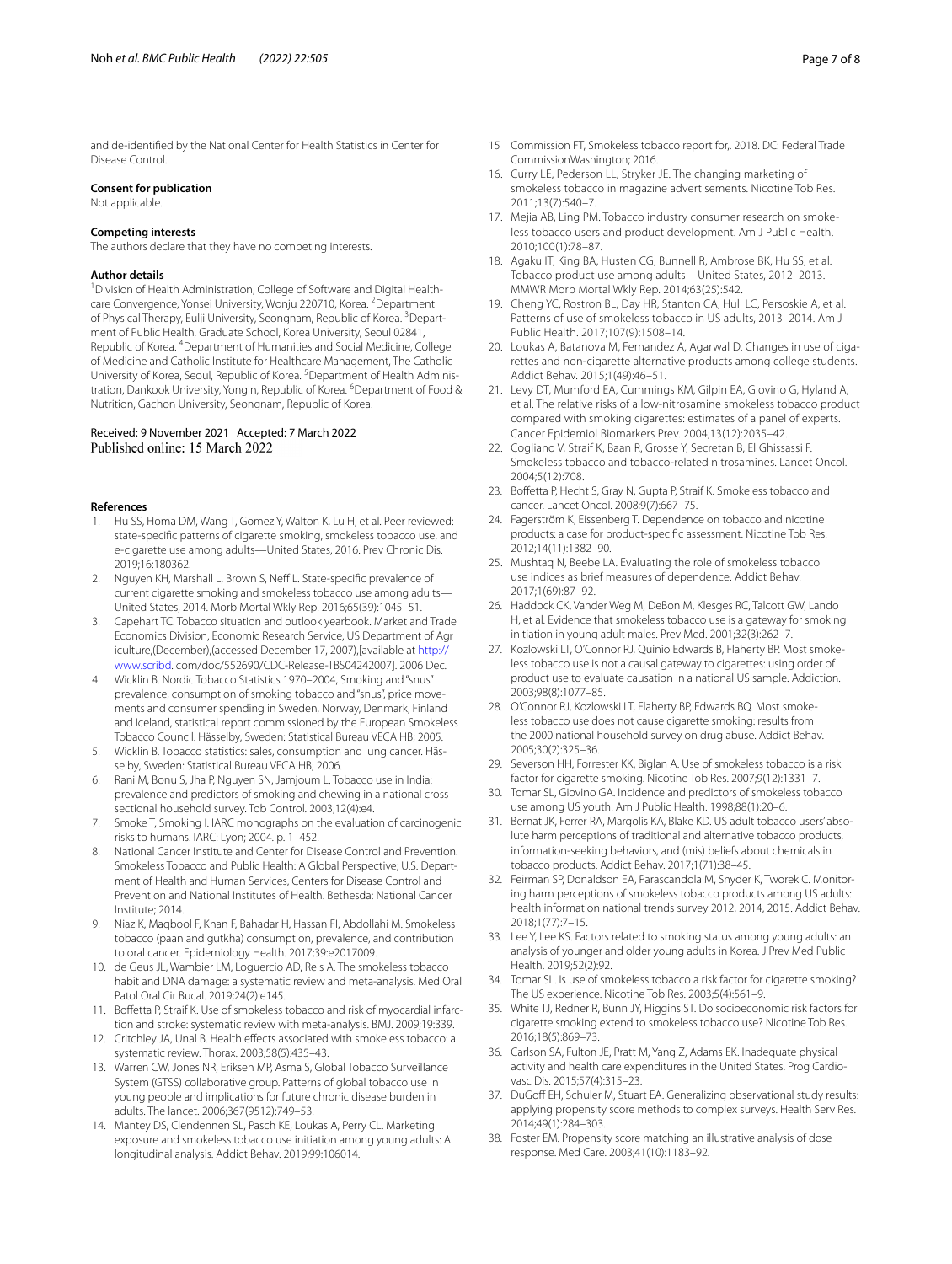and de-identified by the National Center for Health Statistics in Center for Disease Control.

### Consent for publication

Not applicable.

### Competing interests

The authors declare that they have no competing interests.

### Author details

[1]Division of Health Administration, College of Software and Digital Healthcare Convergence, Yonsei University, Wonju 220710, Korea. [2]Department of Physical Therapy, Eulji University, Seongnam, Republic of Korea. [3]Department of Public Health, Graduate School, Korea University, Seoul 02841, Republic of Korea. [4]Department of Humanities and Social Medicine, College of Medicine and Catholic Institute for Healthcare Management, The Catholic University of Korea, Seoul, Republic of Korea. [5]Department of Health Administration, Dankook University, Yongin, Republic of Korea. [6]Department of Food & Nutrition, Gachon University, Seongnam, Republic of Korea.

Received: 9 November 2021 Accepted: 7 March 2022
Published online: 15 March 2022

## References

1. Hu SS, Homa DM, Wang T, Gomez Y, Walton K, Lu H, et al. Peer reviewed: state-specific patterns of cigarette smoking, smokeless tobacco use, and e-cigarette use among adults—United States, 2016. Prev Chronic Dis. 2019;16:180362.
2. Nguyen KH, Marshall L, Brown S, Neff L. State-specific prevalence of current cigarette smoking and smokeless tobacco use among adults—United States, 2014. Morb Mortal Wkly Rep. 2016;65(39):1045–51.
3. Capehart TC. Tobacco situation and outlook yearbook. Market and Trade Economics Division, Economic Research Service, US Department of Agriculture,(December),(accessed December 17, 2007),[available at http://www.scribd. com/doc/552690/CDC-Release-TBS04242007]. 2006 Dec.
4. Wicklin B. Nordic Tobacco Statistics 1970–2004, Smoking and "snus" prevalence, consumption of smoking tobacco and "snus", price movements and consumer spending in Sweden, Norway, Denmark, Finland and Iceland, statistical report commissioned by the European Smokeless Tobacco Council. Hässelby, Sweden: Statistical Bureau VECA HB; 2005.
5. Wicklin B. Tobacco statistics: sales, consumption and lung cancer. Hässelby, Sweden: Statistical Bureau VECA HB; 2006.
6. Rani M, Bonu S, Jha P, Nguyen SN, Jamjoum L. Tobacco use in India: prevalence and predictors of smoking and chewing in a national cross sectional household survey. Tob Control. 2003;12(4):e4.
7. Smoke T, Smoking I. IARC monographs on the evaluation of carcinogenic risks to humans. IARC: Lyon; 2004. p. 1–452.
8. National Cancer Institute and Center for Disease Control and Prevention. Smokeless Tobacco and Public Health: A Global Perspective; U.S. Department of Health and Human Services, Centers for Disease Control and Prevention and National Institutes of Health. Bethesda: National Cancer Institute; 2014.
9. Niaz K, Maqbool F, Khan F, Bahadar H, Hassan FI, Abdollahi M. Smokeless tobacco (paan and gutkha) consumption, prevalence, and contribution to oral cancer. Epidemiology Health. 2017;39:e2017009.
10. de Geus JL, Wambier LM, Loguercio AD, Reis A. The smokeless tobacco habit and DNA damage: a systematic review and meta-analysis. Med Oral Patol Oral Cir Bucal. 2019;24(2):e145.
11. Boffetta P, Straif K. Use of smokeless tobacco and risk of myocardial infarction and stroke: systematic review with meta-analysis. BMJ. 2009;19:339.
12. Critchley JA, Unal B. Health effects associated with smokeless tobacco: a systematic review. Thorax. 2003;58(5):435–43.
13. Warren CW, Jones NR, Eriksen MP, Asma S, Global Tobacco Surveillance System (GTSS) collaborative group. Patterns of global tobacco use in young people and implications for future chronic disease burden in adults. The lancet. 2006;367(9512):749–53.
14. Mantey DS, Clendennen SL, Pasch KE, Loukas A, Perry CL. Marketing exposure and smokeless tobacco use initiation among young adults: A longitudinal analysis. Addict Behav. 2019;99:106014.
15. Commission FT, Smokeless tobacco report for,. 2018. DC: Federal Trade CommissionWashington; 2016.
16. Curry LE, Pederson LL, Stryker JE. The changing marketing of smokeless tobacco in magazine advertisements. Nicotine Tob Res. 2011;13(7):540–7.
17. Mejia AB, Ling PM. Tobacco industry consumer research on smokeless tobacco users and product development. Am J Public Health. 2010;100(1):78–87.
18. Agaku IT, King BA, Husten CG, Bunnell R, Ambrose BK, Hu SS, et al. Tobacco product use among adults—United States, 2012–2013. MMWR Morb Mortal Wkly Rep. 2014;63(25):542.
19. Cheng YC, Rostron BL, Day HR, Stanton CA, Hull LC, Persoskie A, et al. Patterns of use of smokeless tobacco in US adults, 2013–2014. Am J Public Health. 2017;107(9):1508–14.
20. Loukas A, Batanova M, Fernandez A, Agarwal D. Changes in use of cigarettes and non-cigarette alternative products among college students. Addict Behav. 2015;1(49):46–51.
21. Levy DT, Mumford EA, Cummings KM, Gilpin EA, Giovino G, Hyland A, et al. The relative risks of a low-nitrosamine smokeless tobacco product compared with smoking cigarettes: estimates of a panel of experts. Cancer Epidemiol Biomarkers Prev. 2004;13(12):2035–42.
22. Cogliano V, Straif K, Baan R, Grosse Y, Secretan B, El Ghissassi F. Smokeless tobacco and tobacco-related nitrosamines. Lancet Oncol. 2004;5(12):708.
23. Boffetta P, Hecht S, Gray N, Gupta P, Straif K. Smokeless tobacco and cancer. Lancet Oncol. 2008;9(7):667–75.
24. Fagerström K, Eissenberg T. Dependence on tobacco and nicotine products: a case for product-specific assessment. Nicotine Tob Res. 2012;14(11):1382–90.
25. Mushtaq N, Beebe LA. Evaluating the role of smokeless tobacco use indices as brief measures of dependence. Addict Behav. 2017;1(69):87–92.
26. Haddock CK, Vander Weg M, DeBon M, Klesges RC, Talcott GW, Lando H, et al. Evidence that smokeless tobacco use is a gateway for smoking initiation in young adult males. Prev Med. 2001;32(3):262–7.
27. Kozlowski LT, O'Connor RJ, Quinio Edwards B, Flaherty BP. Most smokeless tobacco use is not a causal gateway to cigarettes: using order of product use to evaluate causation in a national US sample. Addiction. 2003;98(8):1077–85.
28. O'Connor RJ, Kozlowski LT, Flaherty BP, Edwards BQ. Most smokeless tobacco use does not cause cigarette smoking: results from the 2000 national household survey on drug abuse. Addict Behav. 2005;30(2):325–36.
29. Severson HH, Forrester KK, Biglan A. Use of smokeless tobacco is a risk factor for cigarette smoking. Nicotine Tob Res. 2007;9(12):1331–7.
30. Tomar SL, Giovino GA. Incidence and predictors of smokeless tobacco use among US youth. Am J Public Health. 1998;88(1):20–6.
31. Bernat JK, Ferrer RA, Margolis KA, Blake KD. US adult tobacco users' absolute harm perceptions of traditional and alternative tobacco products, information-seeking behaviors, and (mis) beliefs about chemicals in tobacco products. Addict Behav. 2017;1(71):38–45.
32. Feirman SP, Donaldson EA, Parascandola M, Snyder K, Tworek C. Monitoring harm perceptions of smokeless tobacco products among US adults: health information national trends survey 2012, 2014, 2015. Addict Behav. 2018;1(77):7–15.
33. Lee Y, Lee KS. Factors related to smoking status among young adults: an analysis of younger and older young adults in Korea. J Prev Med Public Health. 2019;52(2):92.
34. Tomar SL. Is use of smokeless tobacco a risk factor for cigarette smoking? The US experience. Nicotine Tob Res. 2003;5(4):561–9.
35. White TJ, Redner R, Bunn JY, Higgins ST. Do socioeconomic risk factors for cigarette smoking extend to smokeless tobacco use? Nicotine Tob Res. 2016;18(5):869–73.
36. Carlson SA, Fulton JE, Pratt M, Yang Z, Adams EK. Inadequate physical activity and health care expenditures in the United States. Prog Cardiovasc Dis. 2015;57(4):315–23.
37. DuGoff EH, Schuler M, Stuart EA. Generalizing observational study results: applying propensity score methods to complex surveys. Health Serv Res. 2014;49(1):284–303.
38. Foster EM. Propensity score matching an illustrative analysis of dose response. Med Care. 2003;41(10):1183–92.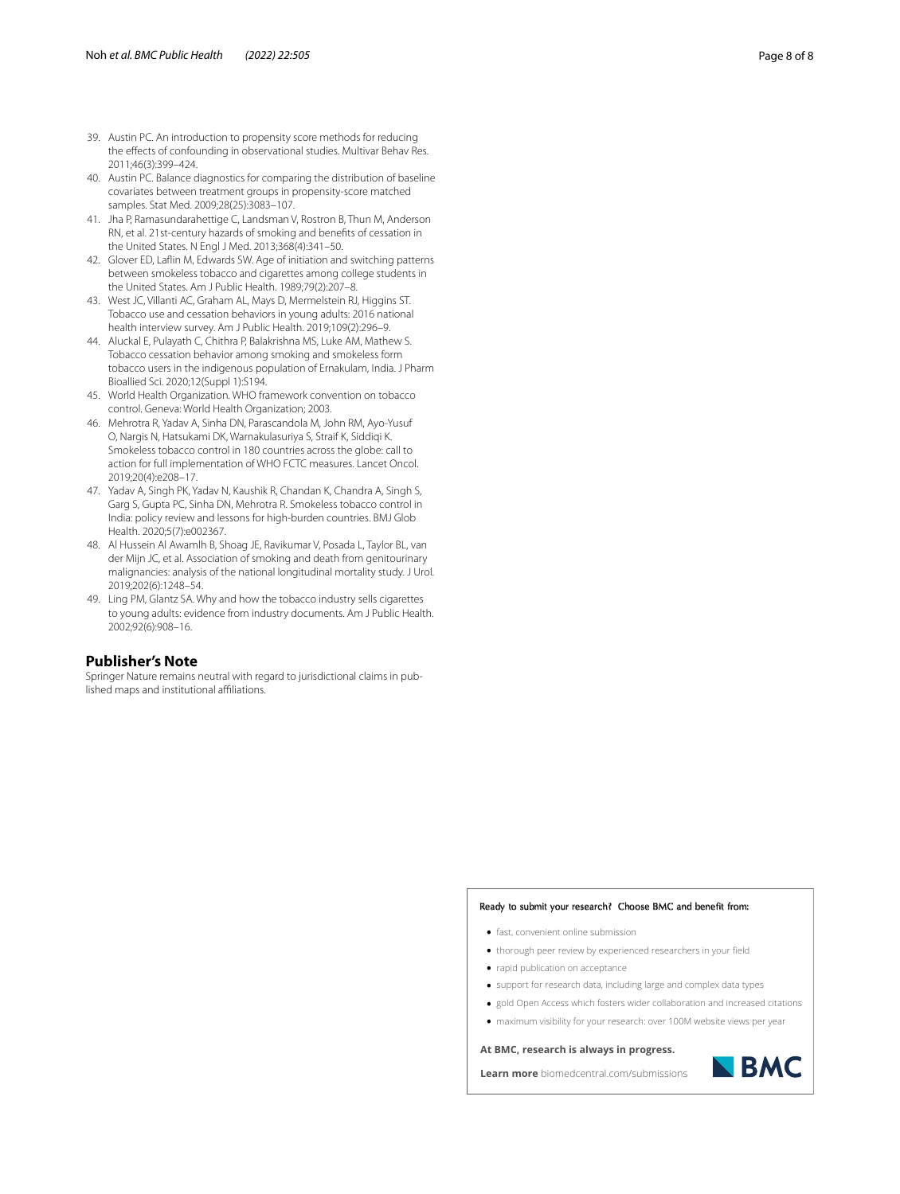39. Austin PC. An introduction to propensity score methods for reducing the effects of confounding in observational studies. Multivar Behav Res. 2011;46(3):399–424.
40. Austin PC. Balance diagnostics for comparing the distribution of baseline covariates between treatment groups in propensity-score matched samples. Stat Med. 2009;28(25):3083–107.
41. Jha P, Ramasundarahettige C, Landsman V, Rostron B, Thun M, Anderson RN, et al. 21st-century hazards of smoking and benefits of cessation in the United States. N Engl J Med. 2013;368(4):341–50.
42. Glover ED, Laflin M, Edwards SW. Age of initiation and switching patterns between smokeless tobacco and cigarettes among college students in the United States. Am J Public Health. 1989;79(2):207–8.
43. West JC, Villanti AC, Graham AL, Mays D, Mermelstein RJ, Higgins ST. Tobacco use and cessation behaviors in young adults: 2016 national health interview survey. Am J Public Health. 2019;109(2):296–9.
44. Aluckal E, Pulayath C, Chithra P, Balakrishna MS, Luke AM, Mathew S. Tobacco cessation behavior among smoking and smokeless form tobacco users in the indigenous population of Ernakulam, India. J Pharm Bioallied Sci. 2020;12(Suppl 1):S194.
45. World Health Organization. WHO framework convention on tobacco control. Geneva: World Health Organization; 2003.
46. Mehrotra R, Yadav A, Sinha DN, Parascandola M, John RM, Ayo-Yusuf O, Nargis N, Hatsukami DK, Warnakulasuriya S, Straif K, Siddiqi K. Smokeless tobacco control in 180 countries across the globe: call to action for full implementation of WHO FCTC measures. Lancet Oncol. 2019;20(4):e208–17.
47. Yadav A, Singh PK, Yadav N, Kaushik R, Chandan K, Chandra A, Singh S, Garg S, Gupta PC, Sinha DN, Mehrotra R. Smokeless tobacco control in India: policy review and lessons for high-burden countries. BMJ Glob Health. 2020;5(7):e002367.
48. Al Hussein Al Awamlh B, Shoag JE, Ravikumar V, Posada L, Taylor BL, van der Mijn JC, et al. Association of smoking and death from genitourinary malignancies: analysis of the national longitudinal mortality study. J Urol. 2019;202(6):1248–54.
49. Ling PM, Glantz SA. Why and how the tobacco industry sells cigarettes to young adults: evidence from industry documents. Am J Public Health. 2002;92(6):908–16.

## Publisher's Note

Springer Nature remains neutral with regard to jurisdictional claims in published maps and institutional affiliations.

Ready to submit your research? Choose BMC and benefit from:

- fast, convenient online submission
- thorough peer review by experienced researchers in your field
- rapid publication on acceptance
- support for research data, including large and complex data types
- gold Open Access which fosters wider collaboration and increased citations
- maximum visibility for your research: over 100M website views per year

**At BMC, research is always in progress.**

**Learn more** biomedcentral.com/submissions

BMC